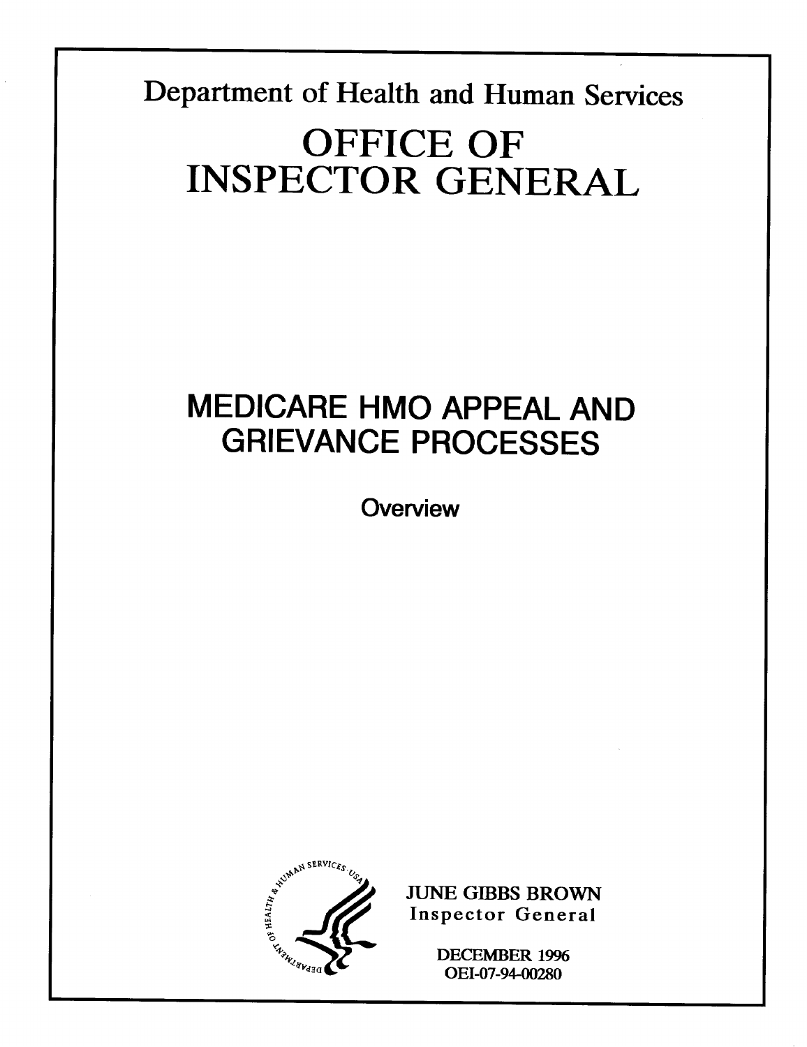Department of Health and Human Services

# OFFICE OF INSPECTOR GENERAL

# MEDICARE HMO APPEAL AND GRIEVANCE PROCESSES

## Overview

JUNE GIBBS BROWN
Inspector General

DECEMBER 1996
OEI-07-94-00280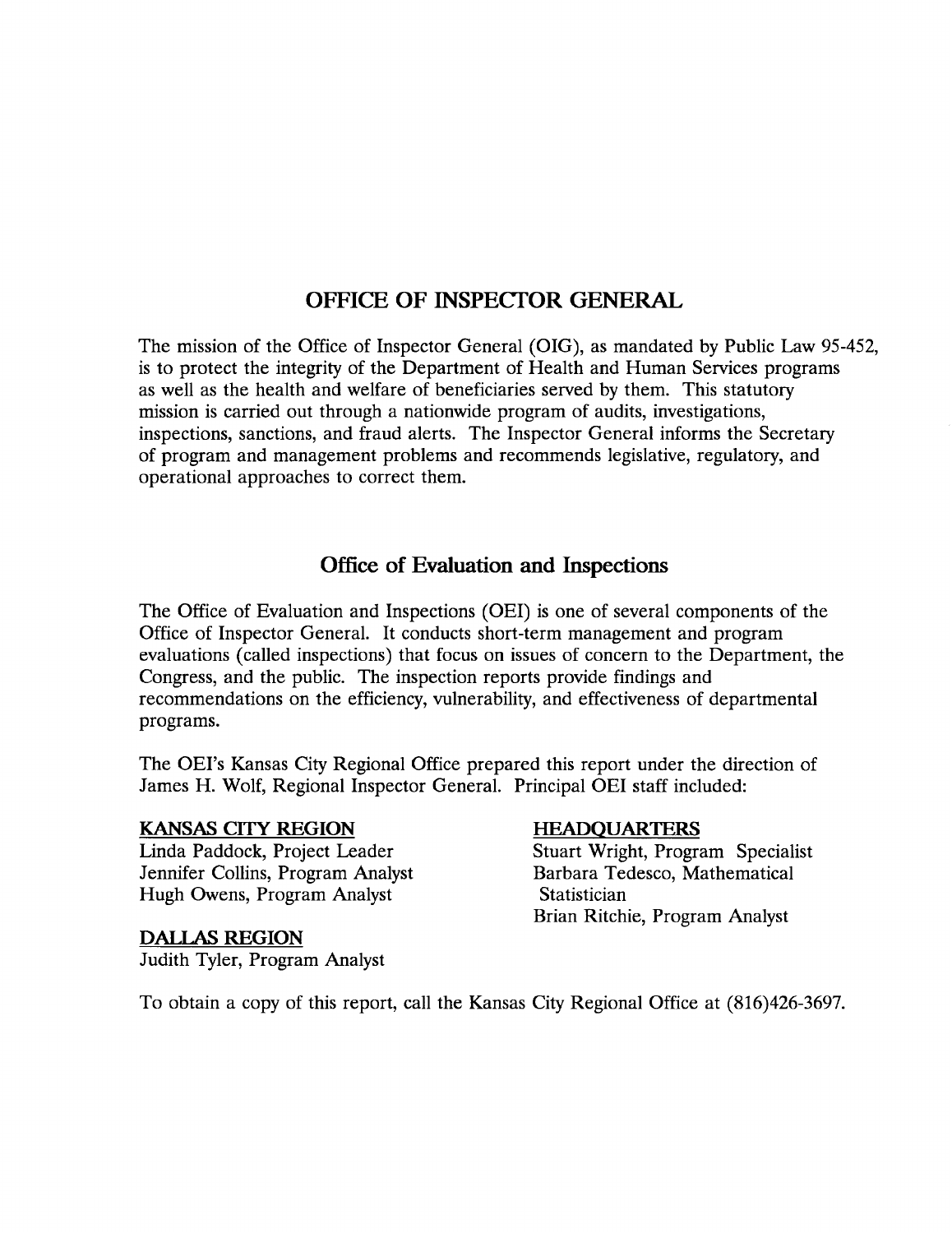# OFFICE OF INSPECTOR GENERAL

The mission of the Office of Inspector General (OIG), as mandated by Public Law 95-452, is to protect the integrity of the Department of Health and Human Services programs as well as the health and welfare of beneficiaries served by them. This statutory mission is carried out through a nationwide program of audits, investigations, inspections, sanctions, and fraud alerts. The Inspector General informs the Secretary of program and management problems and recommends legislative, regulatory, and operational approaches to correct them.

## Office of Evaluation and Inspections

The Office of Evaluation and Inspections (OEI) is one of several components of the Office of Inspector General. It conducts short-term management and program evaluations (called inspections) that focus on issues of concern to the Department, the Congress, and the public. The inspection reports provide findings and recommendations on the efficiency, vulnerability, and effectiveness of departmental programs.

The OEI's Kansas City Regional Office prepared this report under the direction of James H. Wolf, Regional Inspector General. Principal OEI staff included:

**KANSAS CITY REGION**
Linda Paddock, Project Leader
Jennifer Collins, Program Analyst
Hugh Owens, Program Analyst

**DALLAS REGION**
Judith Tyler, Program Analyst

**HEADQUARTERS**
Stuart Wright, Program Specialist
Barbara Tedesco, Mathematical Statistician
Brian Ritchie, Program Analyst

To obtain a copy of this report, call the Kansas City Regional Office at (816)426-3697.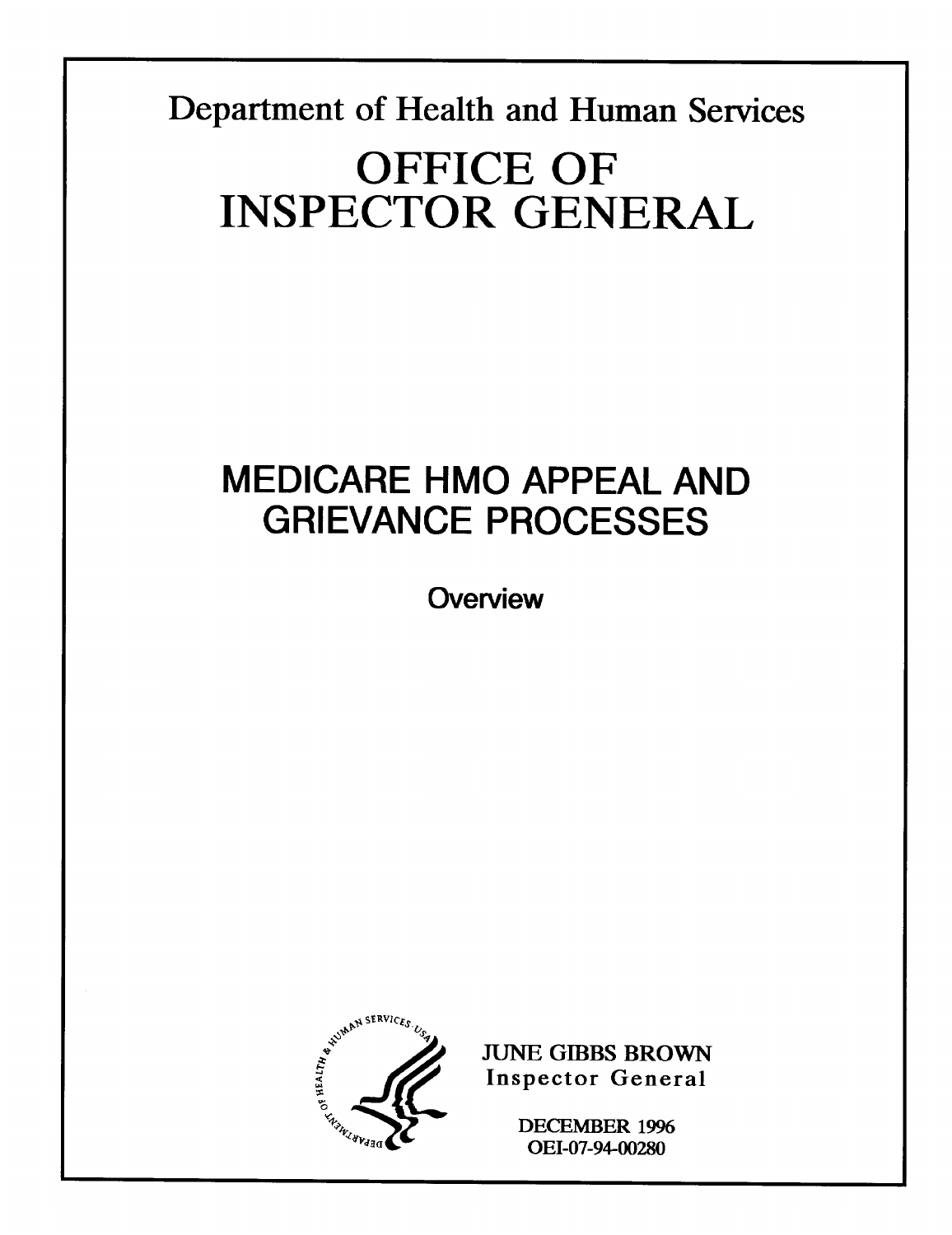Department of Health and Human Services

# OFFICE OF INSPECTOR GENERAL

# MEDICARE HMO APPEAL AND GRIEVANCE PROCESSES

## Overview

JUNE GIBBS BROWN
Inspector General

DECEMBER 1996
OEI-07-94-00280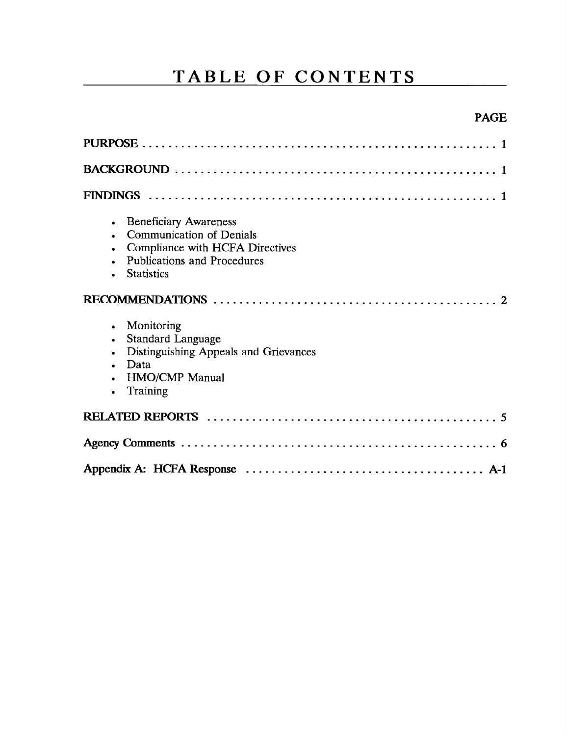# TABLE OF CONTENTS

| | PAGE |
|---|---|
| **PURPOSE** | **1** |
| **BACKGROUND** | **1** |
| **FINDINGS** | **1** |
| • Beneficiary Awareness<br>• Communication of Denials<br>• Compliance with HCFA Directives<br>• Publications and Procedures<br>• Statistics | |
| **RECOMMENDATIONS** | **2** |
| • Monitoring<br>• Standard Language<br>• Distinguishing Appeals and Grievances<br>• Data<br>• HMO/CMP Manual<br>• Training | |
| **RELATED REPORTS** | **5** |
| **Agency Comments** | **6** |
| **Appendix A: HCFA Response** | **A-1** |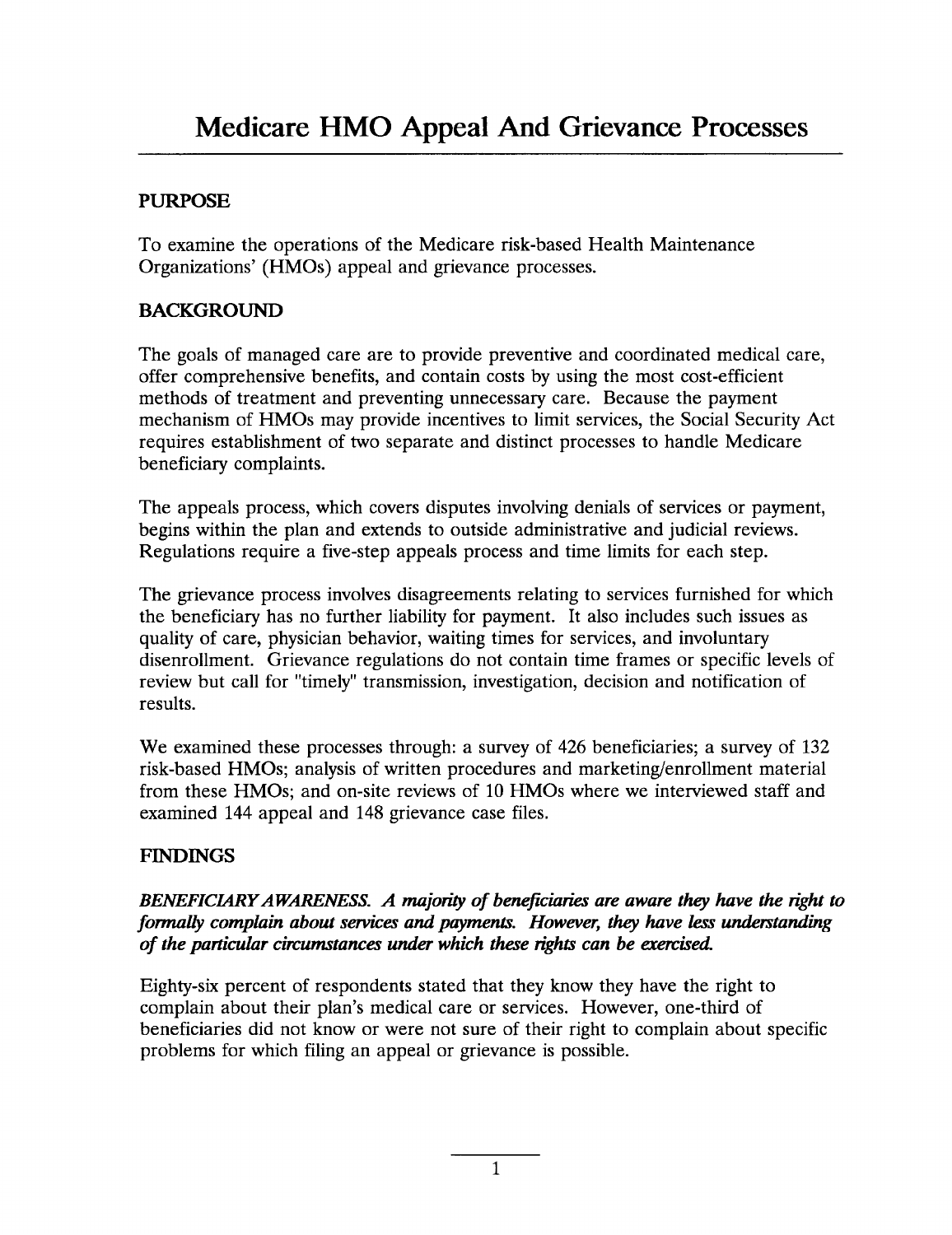# Medicare HMO Appeal And Grievance Processes

## PURPOSE

To examine the operations of the Medicare risk-based Health Maintenance Organizations' (HMOs) appeal and grievance processes.

## BACKGROUND

The goals of managed care are to provide preventive and coordinated medical care, offer comprehensive benefits, and contain costs by using the most cost-efficient methods of treatment and preventing unnecessary care. Because the payment mechanism of HMOs may provide incentives to limit services, the Social Security Act requires establishment of two separate and distinct processes to handle Medicare beneficiary complaints.

The appeals process, which covers disputes involving denials of services or payment, begins within the plan and extends to outside administrative and judicial reviews. Regulations require a five-step appeals process and time limits for each step.

The grievance process involves disagreements relating to services furnished for which the beneficiary has no further liability for payment. It also includes such issues as quality of care, physician behavior, waiting times for services, and involuntary disenrollment. Grievance regulations do not contain time frames or specific levels of review but call for "timely" transmission, investigation, decision and notification of results.

We examined these processes through: a survey of 426 beneficiaries; a survey of 132 risk-based HMOs; analysis of written procedures and marketing/enrollment material from these HMOs; and on-site reviews of 10 HMOs where we interviewed staff and examined 144 appeal and 148 grievance case files.

## FINDINGS

***BENEFICIARY AWARENESS. A majority of beneficiaries are aware they have the right to formally complain about services and payments. However, they have less understanding of the particular circumstances under which these rights can be exercised.***

Eighty-six percent of respondents stated that they know they have the right to complain about their plan's medical care or services. However, one-third of beneficiaries did not know or were not sure of their right to complain about specific problems for which filing an appeal or grievance is possible.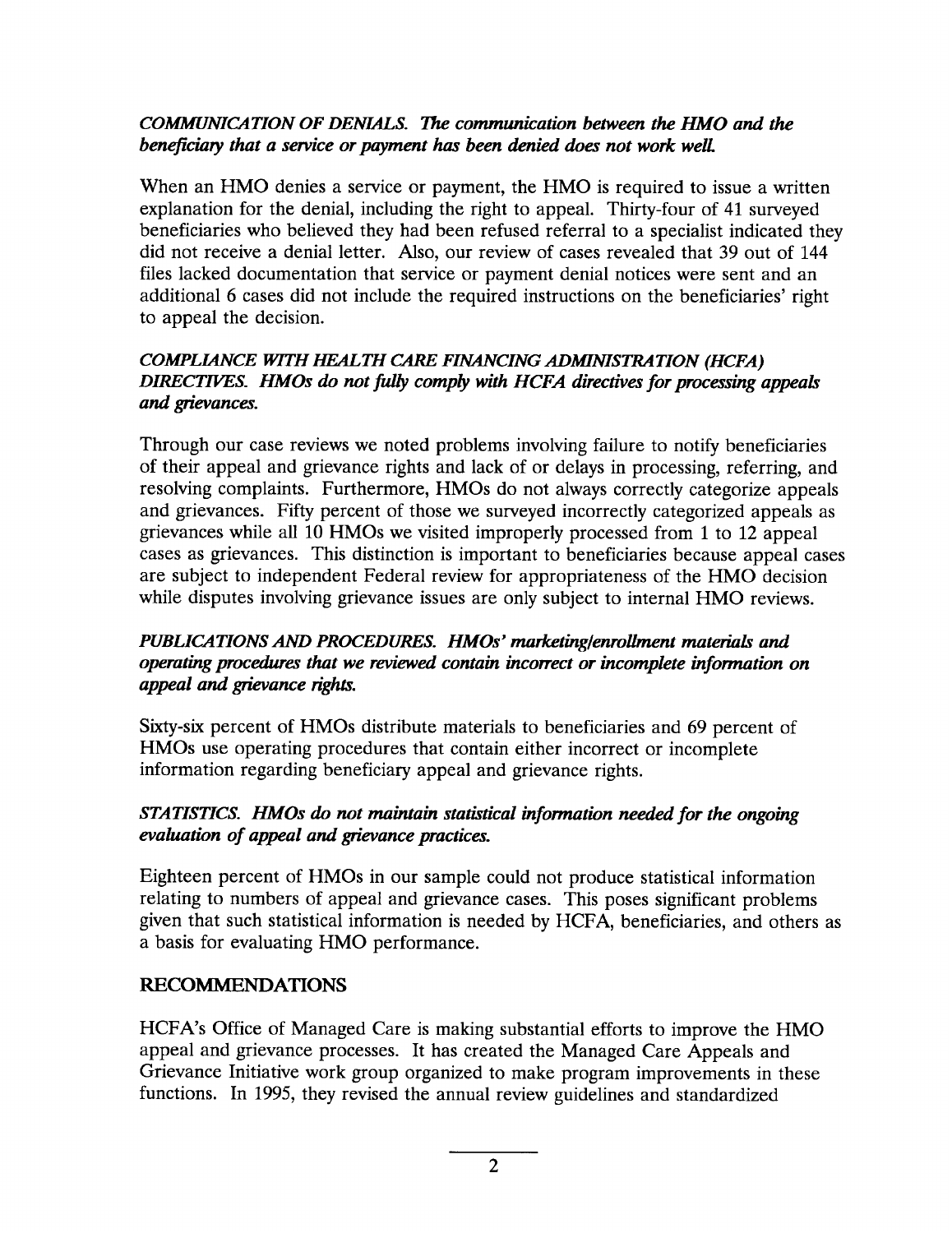*COMMUNICATION OF DENIALS.* ***The communication between the HMO and the beneficiary that a service or payment has been denied does not work well.***

When an HMO denies a service or payment, the HMO is required to issue a written explanation for the denial, including the right to appeal. Thirty-four of 41 surveyed beneficiaries who believed they had been refused referral to a specialist indicated they did not receive a denial letter. Also, our review of cases revealed that 39 out of 144 files lacked documentation that service or payment denial notices were sent and an additional 6 cases did not include the required instructions on the beneficiaries' right to appeal the decision.

*COMPLIANCE WITH HEALTH CARE FINANCING ADMINISTRATION (HCFA) DIRECTIVES.* ***HMOs do not fully comply with HCFA directives for processing appeals and grievances.***

Through our case reviews we noted problems involving failure to notify beneficiaries of their appeal and grievance rights and lack of or delays in processing, referring, and resolving complaints. Furthermore, HMOs do not always correctly categorize appeals and grievances. Fifty percent of those we surveyed incorrectly categorized appeals as grievances while all 10 HMOs we visited improperly processed from 1 to 12 appeal cases as grievances. This distinction is important to beneficiaries because appeal cases are subject to independent Federal review for appropriateness of the HMO decision while disputes involving grievance issues are only subject to internal HMO reviews.

*PUBLICATIONS AND PROCEDURES.* ***HMOs' marketing/enrollment materials and operating procedures that we reviewed contain incorrect or incomplete information on appeal and grievance rights.***

Sixty-six percent of HMOs distribute materials to beneficiaries and 69 percent of HMOs use operating procedures that contain either incorrect or incomplete information regarding beneficiary appeal and grievance rights.

*STATISTICS.* ***HMOs do not maintain statistical information needed for the ongoing evaluation of appeal and grievance practices.***

Eighteen percent of HMOs in our sample could not produce statistical information relating to numbers of appeal and grievance cases. This poses significant problems given that such statistical information is needed by HCFA, beneficiaries, and others as a basis for evaluating HMO performance.

## RECOMMENDATIONS

HCFA's Office of Managed Care is making substantial efforts to improve the HMO appeal and grievance processes. It has created the Managed Care Appeals and Grievance Initiative work group organized to make program improvements in these functions. In 1995, they revised the annual review guidelines and standardized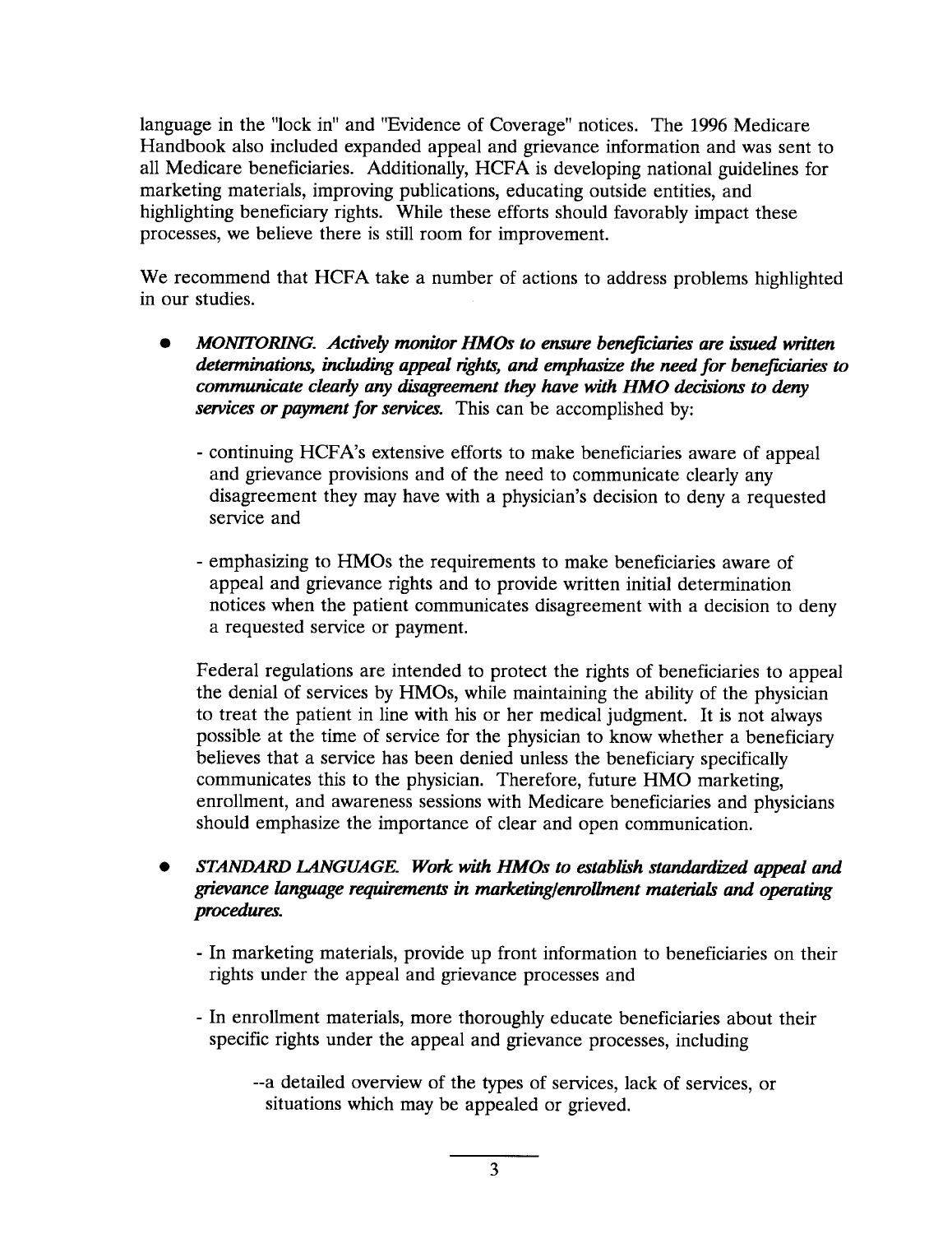language in the "lock in" and "Evidence of Coverage" notices. The 1996 Medicare Handbook also included expanded appeal and grievance information and was sent to all Medicare beneficiaries. Additionally, HCFA is developing national guidelines for marketing materials, improving publications, educating outside entities, and highlighting beneficiary rights. While these efforts should favorably impact these processes, we believe there is still room for improvement.

We recommend that HCFA take a number of actions to address problems highlighted in our studies.

- ***MONITORING. Actively monitor HMOs to ensure beneficiaries are issued written determinations, including appeal rights, and emphasize the need for beneficiaries to communicate clearly any disagreement they have with HMO decisions to deny services or payment for services.*** This can be accomplished by:

  - continuing HCFA's extensive efforts to make beneficiaries aware of appeal and grievance provisions and of the need to communicate clearly any disagreement they may have with a physician's decision to deny a requested service and

  - emphasizing to HMOs the requirements to make beneficiaries aware of appeal and grievance rights and to provide written initial determination notices when the patient communicates disagreement with a decision to deny a requested service or payment.

  Federal regulations are intended to protect the rights of beneficiaries to appeal the denial of services by HMOs, while maintaining the ability of the physician to treat the patient in line with his or her medical judgment. It is not always possible at the time of service for the physician to know whether a beneficiary believes that a service has been denied unless the beneficiary specifically communicates this to the physician. Therefore, future HMO marketing, enrollment, and awareness sessions with Medicare beneficiaries and physicians should emphasize the importance of clear and open communication.

- ***STANDARD LANGUAGE. Work with HMOs to establish standardized appeal and grievance language requirements in marketing/enrollment materials and operating procedures.***

  - In marketing materials, provide up front information to beneficiaries on their rights under the appeal and grievance processes and

  - In enrollment materials, more thoroughly educate beneficiaries about their specific rights under the appeal and grievance processes, including

    --a detailed overview of the types of services, lack of services, or situations which may be appealed or grieved.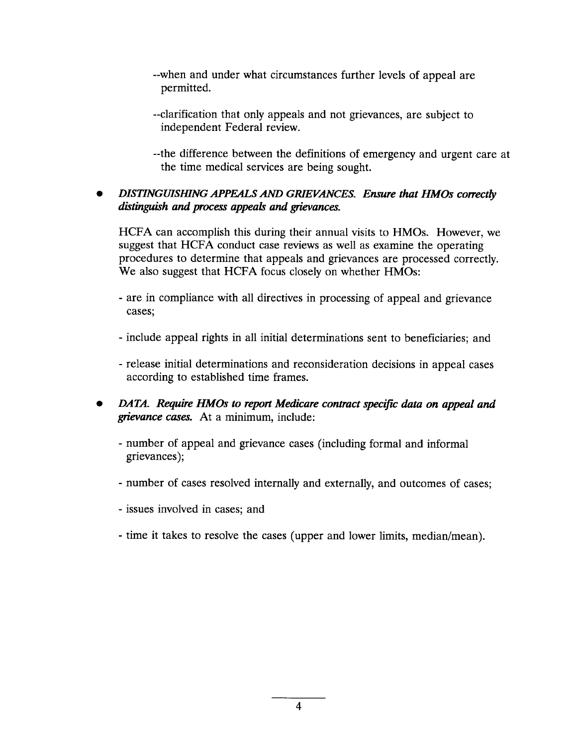--when and under what circumstances further levels of appeal are permitted.

--clarification that only appeals and not grievances, are subject to independent Federal review.

--the difference between the definitions of emergency and urgent care at the time medical services are being sought.

- ***DISTINGUISHING APPEALS AND GRIEVANCES. Ensure that HMOs correctly distinguish and process appeals and grievances.***

  HCFA can accomplish this during their annual visits to HMOs. However, we suggest that HCFA conduct case reviews as well as examine the operating procedures to determine that appeals and grievances are processed correctly. We also suggest that HCFA focus closely on whether HMOs:

  - are in compliance with all directives in processing of appeal and grievance cases;

  - include appeal rights in all initial determinations sent to beneficiaries; and

  - release initial determinations and reconsideration decisions in appeal cases according to established time frames.

- ***DATA. Require HMOs to report Medicare contract specific data on appeal and grievance cases.*** At a minimum, include:

  - number of appeal and grievance cases (including formal and informal grievances);

  - number of cases resolved internally and externally, and outcomes of cases;

  - issues involved in cases; and

  - time it takes to resolve the cases (upper and lower limits, median/mean).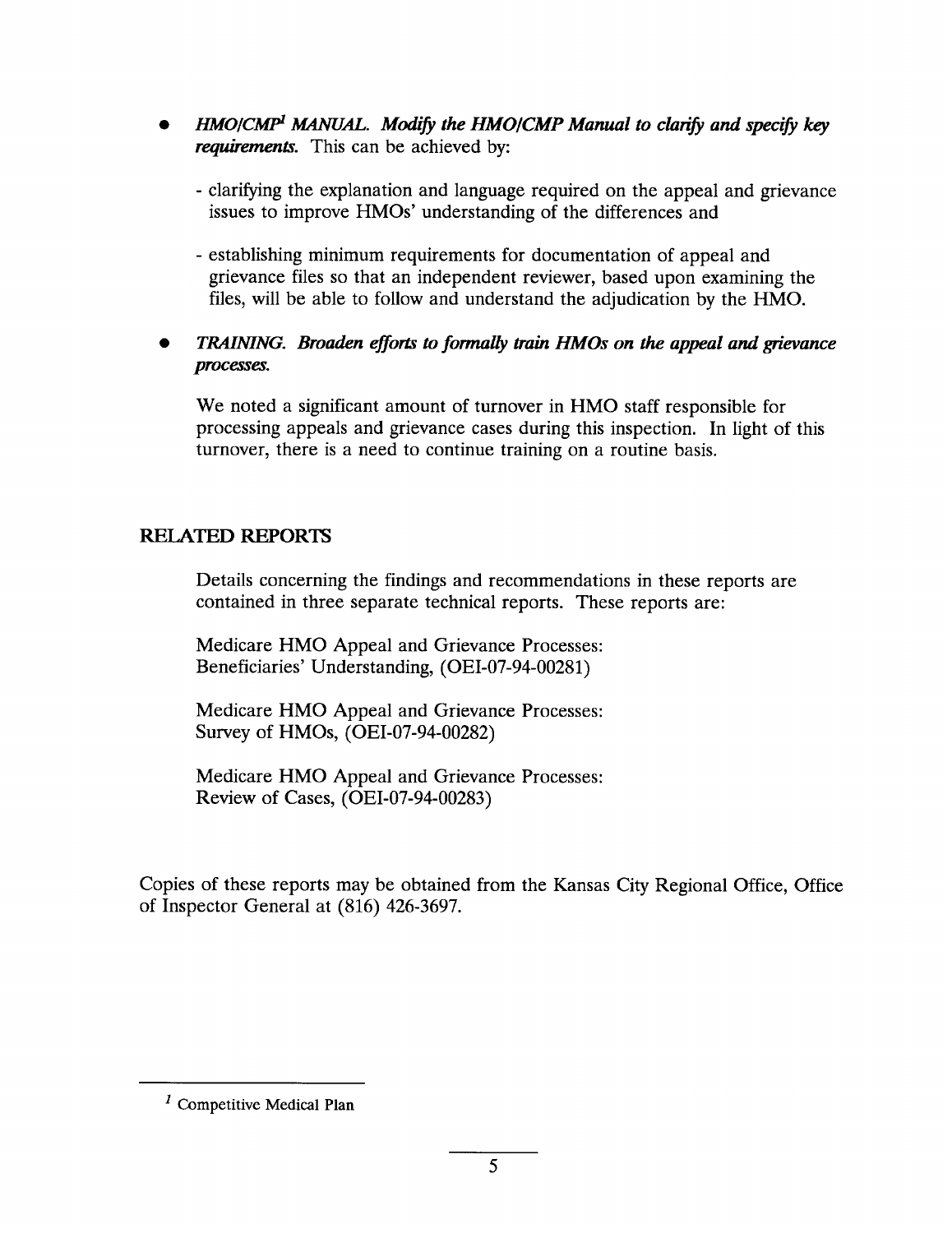- ***HMO/CMP[1] MANUAL. Modify the HMO/CMP Manual to clarify and specify key requirements.*** This can be achieved by:

  - clarifying the explanation and language required on the appeal and grievance issues to improve HMOs' understanding of the differences and

  - establishing minimum requirements for documentation of appeal and grievance files so that an independent reviewer, based upon examining the files, will be able to follow and understand the adjudication by the HMO.

- ***TRAINING. Broaden efforts to formally train HMOs on the appeal and grievance processes.***

  We noted a significant amount of turnover in HMO staff responsible for processing appeals and grievance cases during this inspection. In light of this turnover, there is a need to continue training on a routine basis.

## RELATED REPORTS

Details concerning the findings and recommendations in these reports are contained in three separate technical reports. These reports are:

Medicare HMO Appeal and Grievance Processes: Beneficiaries' Understanding, (OEI-07-94-00281)

Medicare HMO Appeal and Grievance Processes: Survey of HMOs, (OEI-07-94-00282)

Medicare HMO Appeal and Grievance Processes: Review of Cases, (OEI-07-94-00283)

Copies of these reports may be obtained from the Kansas City Regional Office, Office of Inspector General at (816) 426-3697.

---

[1] Competitive Medical Plan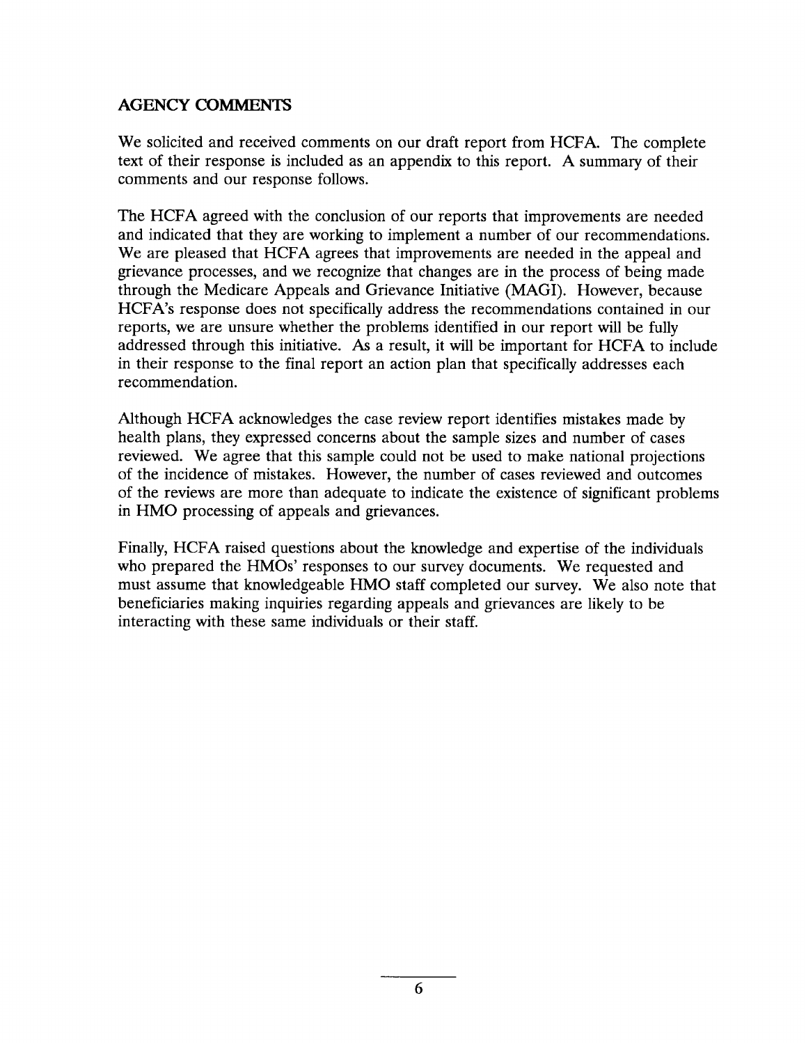## AGENCY COMMENTS

We solicited and received comments on our draft report from HCFA. The complete text of their response is included as an appendix to this report. A summary of their comments and our response follows.

The HCFA agreed with the conclusion of our reports that improvements are needed and indicated that they are working to implement a number of our recommendations. We are pleased that HCFA agrees that improvements are needed in the appeal and grievance processes, and we recognize that changes are in the process of being made through the Medicare Appeals and Grievance Initiative (MAGI). However, because HCFA's response does not specifically address the recommendations contained in our reports, we are unsure whether the problems identified in our report will be fully addressed through this initiative. As a result, it will be important for HCFA to include in their response to the final report an action plan that specifically addresses each recommendation.

Although HCFA acknowledges the case review report identifies mistakes made by health plans, they expressed concerns about the sample sizes and number of cases reviewed. We agree that this sample could not be used to make national projections of the incidence of mistakes. However, the number of cases reviewed and outcomes of the reviews are more than adequate to indicate the existence of significant problems in HMO processing of appeals and grievances.

Finally, HCFA raised questions about the knowledge and expertise of the individuals who prepared the HMOs' responses to our survey documents. We requested and must assume that knowledgeable HMO staff completed our survey. We also note that beneficiaries making inquiries regarding appeals and grievances are likely to be interacting with these same individuals or their staff.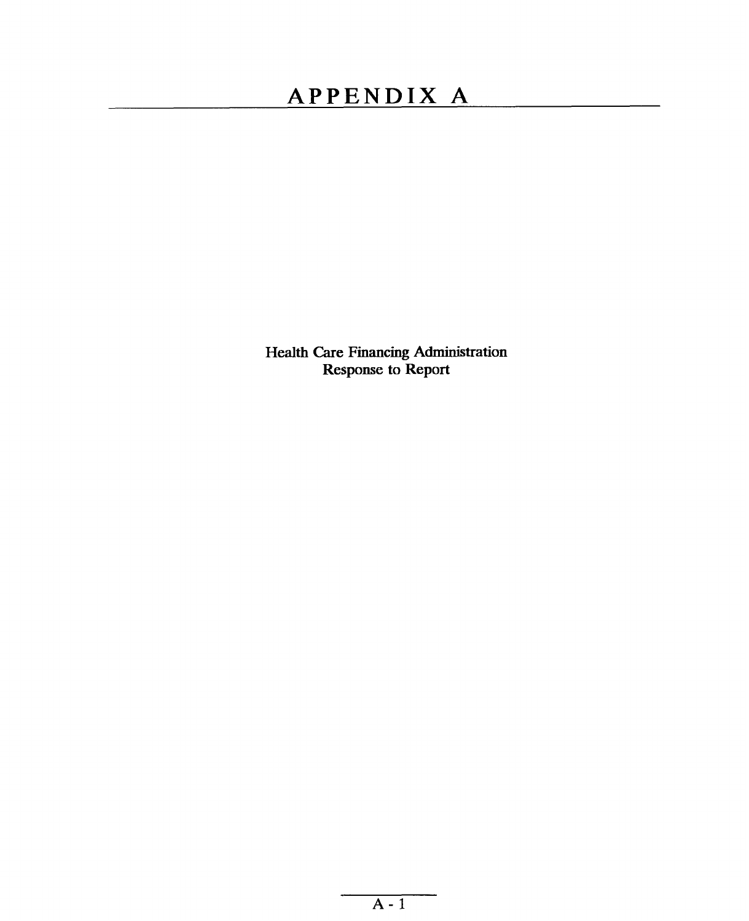# APPENDIX A

Health Care Financing Administration
Response to Report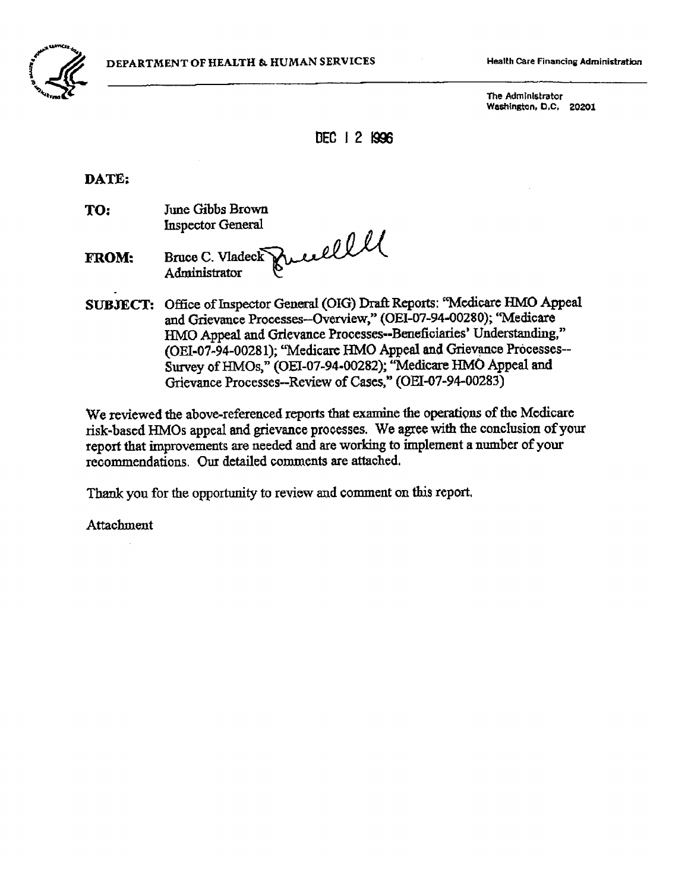DEPARTMENT OF HEALTH & HUMAN SERVICES

Health Care Financing Administration

The Administrator
Washington, D.C. 20201

DEC 12 1996

**DATE:**

**TO:** June Gibbs Brown
Inspector General

**FROM:** Bruce C. Vladeck
Administrator

**SUBJECT:** Office of Inspector General (OIG) Draft Reports: "Medicare HMO Appeal and Grievance Processes--Overview," (OEI-07-94-00280); "Medicare HMO Appeal and Grievance Processes--Beneficiaries' Understanding," (OEI-07-94-00281); "Medicare HMO Appeal and Grievance Processes--Survey of HMOs," (OEI-07-94-00282); "Medicare HMO Appeal and Grievance Processes--Review of Cases," (OEI-07-94-00283)

We reviewed the above-referenced reports that examine the operations of the Medicare risk-based HMOs appeal and grievance processes. We agree with the conclusion of your report that improvements are needed and are working to implement a number of your recommendations. Our detailed comments are attached.

Thank you for the opportunity to review and comment on this report.

Attachment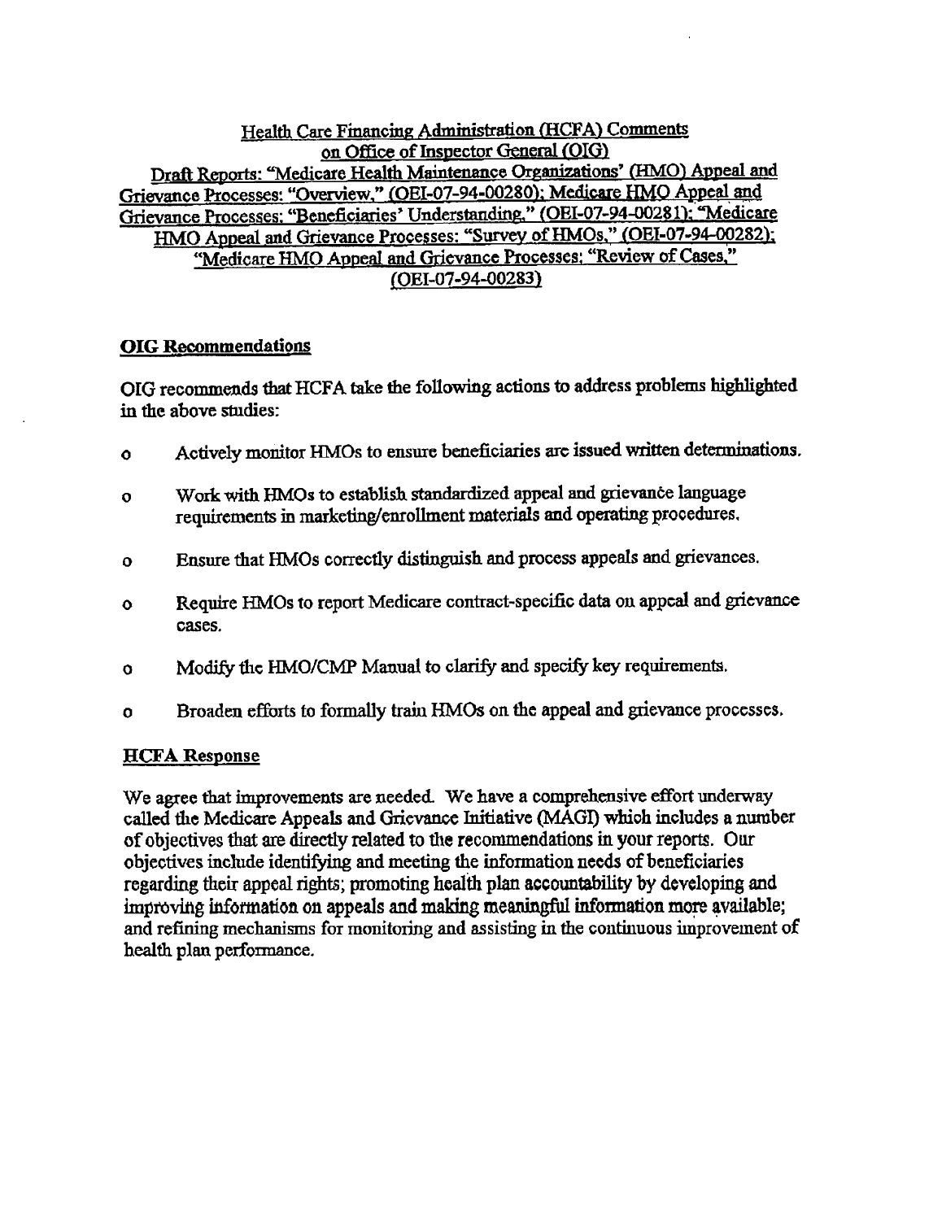Health Care Financing Administration (HCFA) Comments
on Office of Inspector General (OIG)
Draft Reports: "Medicare Health Maintenance Organizations' (HMO) Appeal and Grievance Processes: "Overview," (OEI-07-94-00280); Medicare HMO Appeal and Grievance Processes: "Beneficiaries' Understanding," (OEI-07-94-00281); "Medicare HMO Appeal and Grievance Processes: "Survey of HMOs," (OEI-07-94-00282); "Medicare HMO Appeal and Grievance Processes: "Review of Cases," (OEI-07-94-00283)

## OIG Recommendations

OIG recommends that HCFA take the following actions to address problems highlighted in the above studies:

- Actively monitor HMOs to ensure beneficiaries are issued written determinations.
- Work with HMOs to establish standardized appeal and grievance language requirements in marketing/enrollment materials and operating procedures.
- Ensure that HMOs correctly distinguish and process appeals and grievances.
- Require HMOs to report Medicare contract-specific data on appeal and grievance cases.
- Modify the HMO/CMP Manual to clarify and specify key requirements.
- Broaden efforts to formally train HMOs on the appeal and grievance processes.

## HCFA Response

We agree that improvements are needed. We have a comprehensive effort underway called the Medicare Appeals and Grievance Initiative (MAGI) which includes a number of objectives that are directly related to the recommendations in your reports. Our objectives include identifying and meeting the information needs of beneficiaries regarding their appeal rights; promoting health plan accountability by developing and improving information on appeals and making meaningful information more available; and refining mechanisms for monitoring and assisting in the continuous improvement of health plan performance.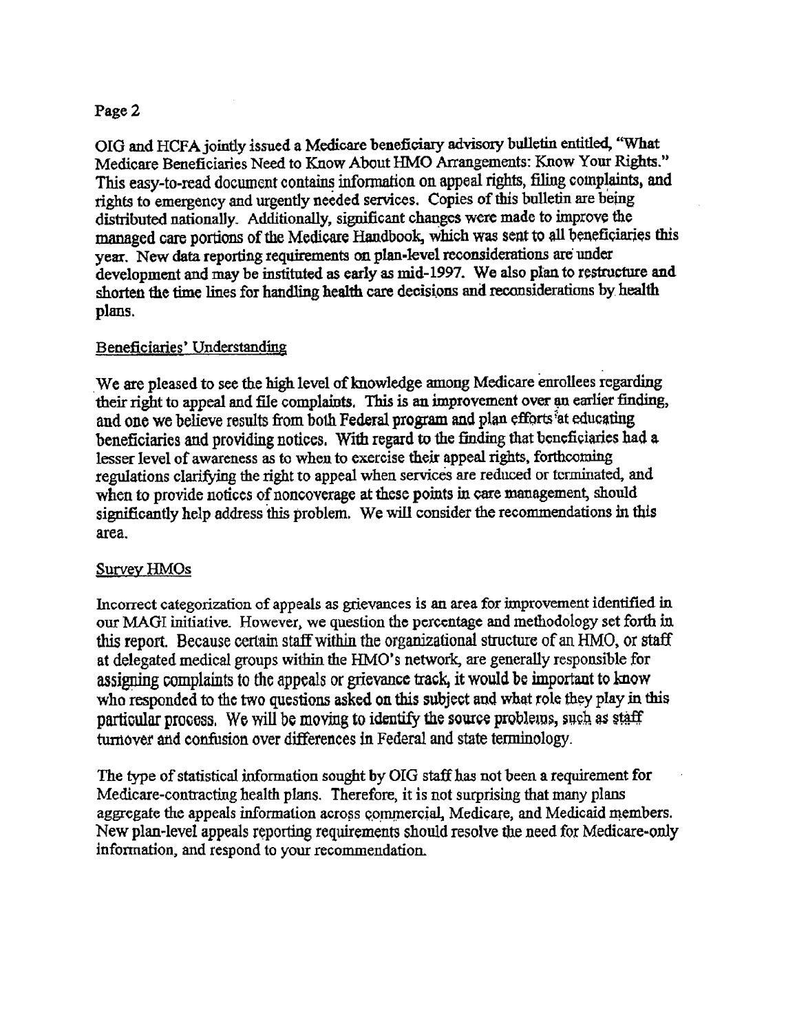OIG and HCFA jointly issued a Medicare beneficiary advisory bulletin entitled, "What Medicare Beneficiaries Need to Know About HMO Arrangements: Know Your Rights." This easy-to-read document contains information on appeal rights, filing complaints, and rights to emergency and urgently needed services. Copies of this bulletin are being distributed nationally. Additionally, significant changes were made to improve the managed care portions of the Medicare Handbook, which was sent to all beneficiaries this year. New data reporting requirements on plan-level reconsiderations are under development and may be instituted as early as mid-1997. We also plan to restructure and shorten the time lines for handling health care decisions and reconsiderations by health plans.

Beneficiaries' Understanding

We are pleased to see the high level of knowledge among Medicare enrollees regarding their right to appeal and file complaints. This is an improvement over an earlier finding, and one we believe results from both Federal program and plan efforts at educating beneficiaries and providing notices. With regard to the finding that beneficiaries had a lesser level of awareness as to when to exercise their appeal rights, forthcoming regulations clarifying the right to appeal when services are reduced or terminated, and when to provide notices of noncoverage at these points in care management, should significantly help address this problem. We will consider the recommendations in this area.

Survey HMOs

Incorrect categorization of appeals as grievances is an area for improvement identified in our MAGI initiative. However, we question the percentage and methodology set forth in this report. Because certain staff within the organizational structure of an HMO, or staff at delegated medical groups within the HMO's network, are generally responsible for assigning complaints to the appeals or grievance track, it would be important to know who responded to the two questions asked on this subject and what role they play in this particular process. We will be moving to identify the source problems, such as staff turnover and confusion over differences in Federal and state terminology.

The type of statistical information sought by OIG staff has not been a requirement for Medicare-contracting health plans. Therefore, it is not surprising that many plans aggregate the appeals information across commercial, Medicare, and Medicaid members. New plan-level appeals reporting requirements should resolve the need for Medicare-only information, and respond to your recommendation.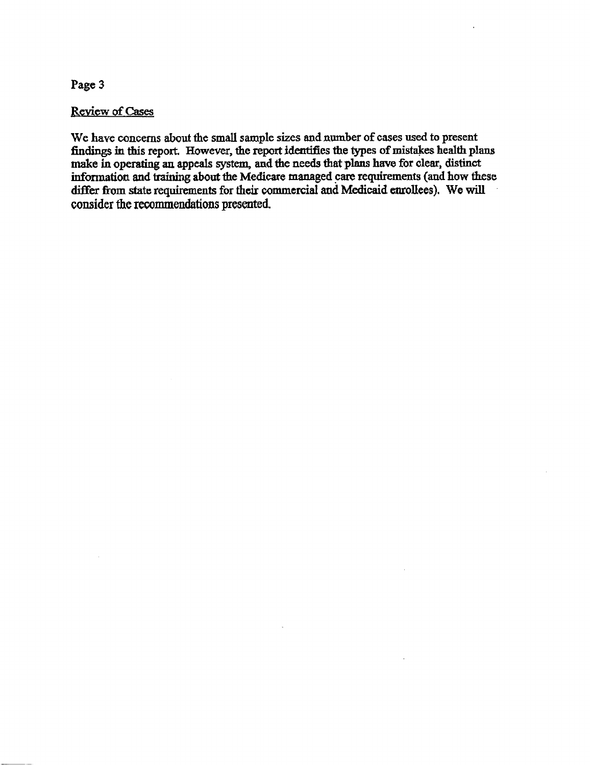Review of Cases

We have concerns about the small sample sizes and number of cases used to present findings in this report. However, the report identifies the types of mistakes health plans make in operating an appeals system, and the needs that plans have for clear, distinct information and training about the Medicare managed care requirements (and how these differ from state requirements for their commercial and Medicaid enrollees). We will consider the recommendations presented.